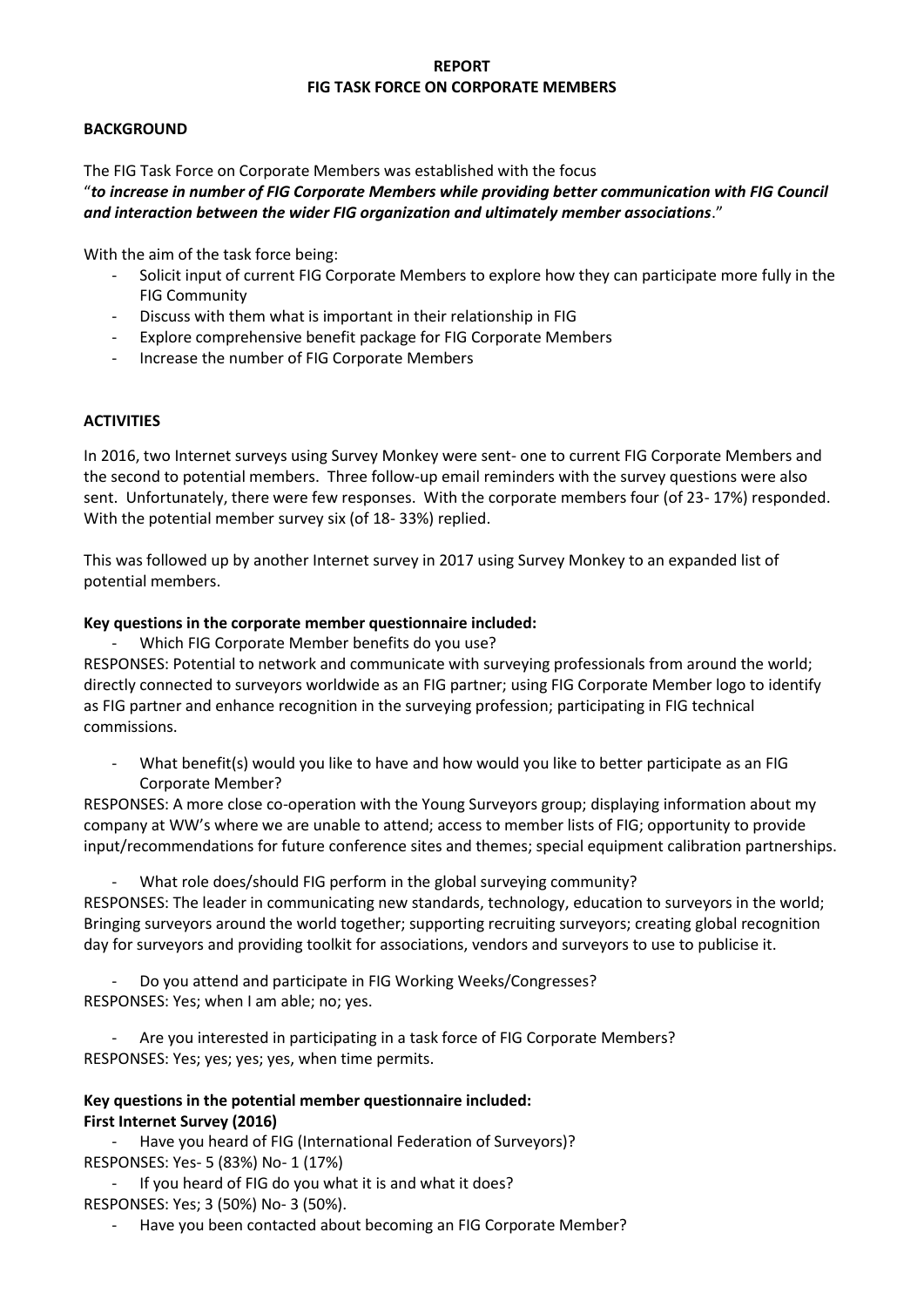# REPORT
# FIG TASK FORCE ON CORPORATE MEMBERS

## BACKGROUND

The FIG Task Force on Corporate Members was established with the focus
"***to increase in number of FIG Corporate Members while providing better communication with FIG Council and interaction between the wider FIG organization and ultimately member associations***."

With the aim of the task force being:

- Solicit input of current FIG Corporate Members to explore how they can participate more fully in the FIG Community
- Discuss with them what is important in their relationship in FIG
- Explore comprehensive benefit package for FIG Corporate Members
- Increase the number of FIG Corporate Members

## ACTIVITIES

In 2016, two Internet surveys using Survey Monkey were sent- one to current FIG Corporate Members and the second to potential members. Three follow-up email reminders with the survey questions were also sent. Unfortunately, there were few responses. With the corporate members four (of 23- 17%) responded. With the potential member survey six (of 18- 33%) replied.

This was followed up by another Internet survey in 2017 using Survey Monkey to an expanded list of potential members.

**Key questions in the corporate member questionnaire included:**

- Which FIG Corporate Member benefits do you use?

RESPONSES: Potential to network and communicate with surveying professionals from around the world; directly connected to surveyors worldwide as an FIG partner; using FIG Corporate Member logo to identify as FIG partner and enhance recognition in the surveying profession; participating in FIG technical commissions.

- What benefit(s) would you like to have and how would you like to better participate as an FIG Corporate Member?

RESPONSES: A more close co-operation with the Young Surveyors group; displaying information about my company at WW's where we are unable to attend; access to member lists of FIG; opportunity to provide input/recommendations for future conference sites and themes; special equipment calibration partnerships.

- What role does/should FIG perform in the global surveying community?

RESPONSES: The leader in communicating new standards, technology, education to surveyors in the world; Bringing surveyors around the world together; supporting recruiting surveyors; creating global recognition day for surveyors and providing toolkit for associations, vendors and surveyors to use to publicise it.

- Do you attend and participate in FIG Working Weeks/Congresses?

RESPONSES: Yes; when I am able; no; yes.

- Are you interested in participating in a task force of FIG Corporate Members?

RESPONSES: Yes; yes; yes; yes, when time permits.

**Key questions in the potential member questionnaire included:**
**First Internet Survey (2016)**

- Have you heard of FIG (International Federation of Surveyors)?

RESPONSES: Yes- 5 (83%) No- 1 (17%)

- If you heard of FIG do you what it is and what it does?

RESPONSES: Yes; 3 (50%) No- 3 (50%).

- Have you been contacted about becoming an FIG Corporate Member?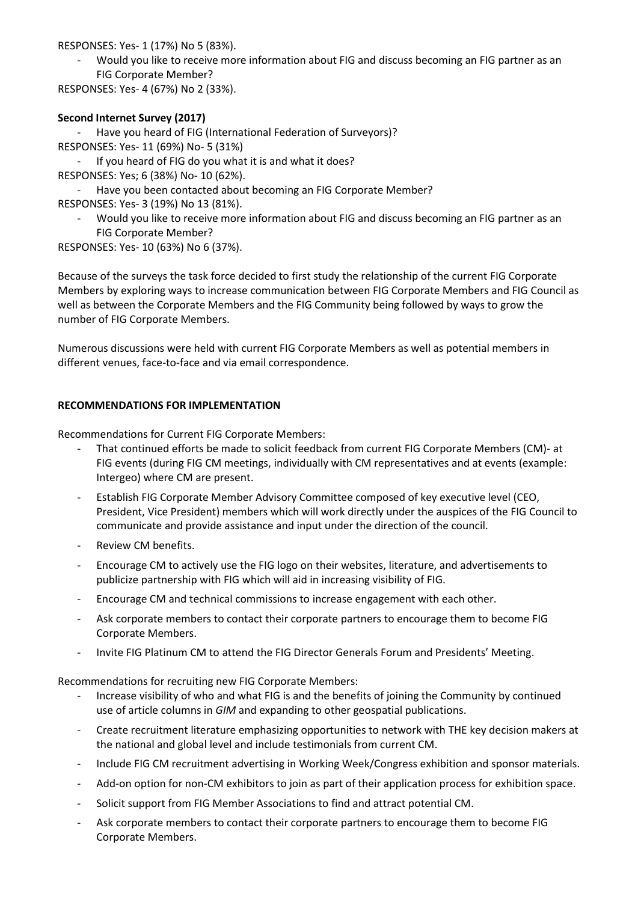RESPONSES: Yes- 1 (17%) No 5 (83%).

- Would you like to receive more information about FIG and discuss becoming an FIG partner as an FIG Corporate Member?

RESPONSES: Yes- 4 (67%) No 2 (33%).

**Second Internet Survey (2017)**

- Have you heard of FIG (International Federation of Surveyors)?

RESPONSES: Yes- 11 (69%) No- 5 (31%)

- If you heard of FIG do you what it is and what it does?

RESPONSES: Yes; 6 (38%) No- 10 (62%).

- Have you been contacted about becoming an FIG Corporate Member?

RESPONSES: Yes- 3 (19%) No 13 (81%).

- Would you like to receive more information about FIG and discuss becoming an FIG partner as an FIG Corporate Member?

RESPONSES: Yes- 10 (63%) No 6 (37%).

Because of the surveys the task force decided to first study the relationship of the current FIG Corporate Members by exploring ways to increase communication between FIG Corporate Members and FIG Council as well as between the Corporate Members and the FIG Community being followed by ways to grow the number of FIG Corporate Members.

Numerous discussions were held with current FIG Corporate Members as well as potential members in different venues, face-to-face and via email correspondence.

**RECOMMENDATIONS FOR IMPLEMENTATION**

Recommendations for Current FIG Corporate Members:

- That continued efforts be made to solicit feedback from current FIG Corporate Members (CM)- at FIG events (during FIG CM meetings, individually with CM representatives and at events (example: Intergeo) where CM are present.
- Establish FIG Corporate Member Advisory Committee composed of key executive level (CEO, President, Vice President) members which will work directly under the auspices of the FIG Council to communicate and provide assistance and input under the direction of the council.
- Review CM benefits.
- Encourage CM to actively use the FIG logo on their websites, literature, and advertisements to publicize partnership with FIG which will aid in increasing visibility of FIG.
- Encourage CM and technical commissions to increase engagement with each other.
- Ask corporate members to contact their corporate partners to encourage them to become FIG Corporate Members.
- Invite FIG Platinum CM to attend the FIG Director Generals Forum and Presidents' Meeting.

Recommendations for recruiting new FIG Corporate Members:

- Increase visibility of who and what FIG is and the benefits of joining the Community by continued use of article columns in *GIM* and expanding to other geospatial publications.
- Create recruitment literature emphasizing opportunities to network with THE key decision makers at the national and global level and include testimonials from current CM.
- Include FIG CM recruitment advertising in Working Week/Congress exhibition and sponsor materials.
- Add-on option for non-CM exhibitors to join as part of their application process for exhibition space.
- Solicit support from FIG Member Associations to find and attract potential CM.
- Ask corporate members to contact their corporate partners to encourage them to become FIG Corporate Members.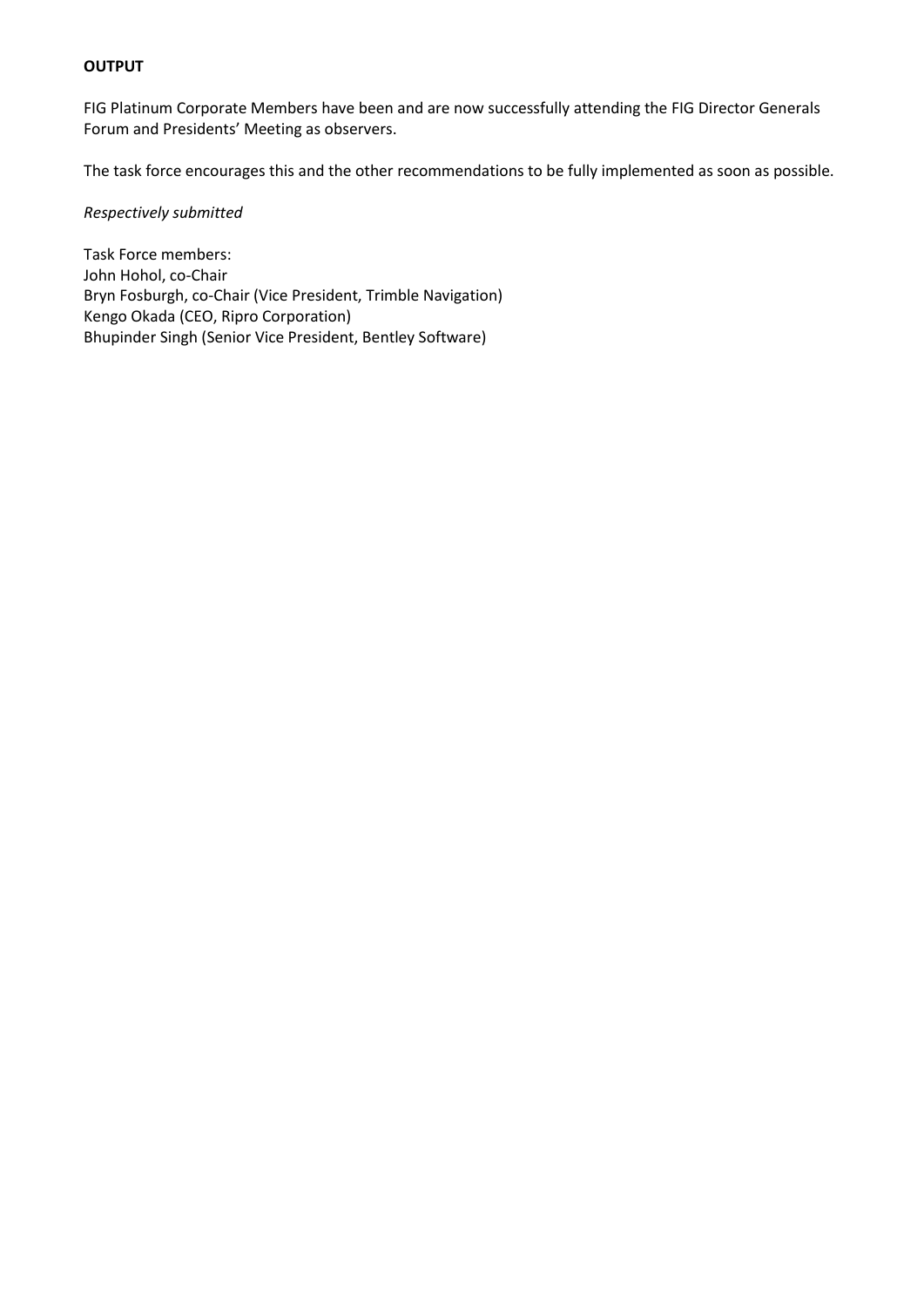**OUTPUT**

FIG Platinum Corporate Members have been and are now successfully attending the FIG Director Generals Forum and Presidents' Meeting as observers.

The task force encourages this and the other recommendations to be fully implemented as soon as possible.

*Respectively submitted*

Task Force members:  
John Hohol, co-Chair  
Bryn Fosburgh, co-Chair (Vice President, Trimble Navigation)  
Kengo Okada (CEO, Ripro Corporation)  
Bhupinder Singh (Senior Vice President, Bentley Software)